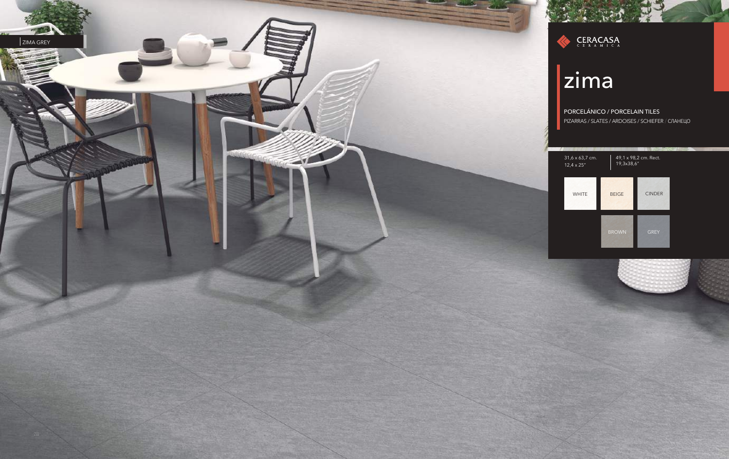ZIMA GREY

CERACASA
CERAMICA

# zima

PORCELÁNICO / PORCELAIN TILES

PIZARRAS / SLATES / ARDOISES / SCHIEFER / СЛАНЕЦ

31,6 x 63,7 cm.
12,4 x 25"

49,1 x 98,2 cm. Rect.
19,3x38,6"

WHITE

BEIGE

CINDER

BROWN

GREY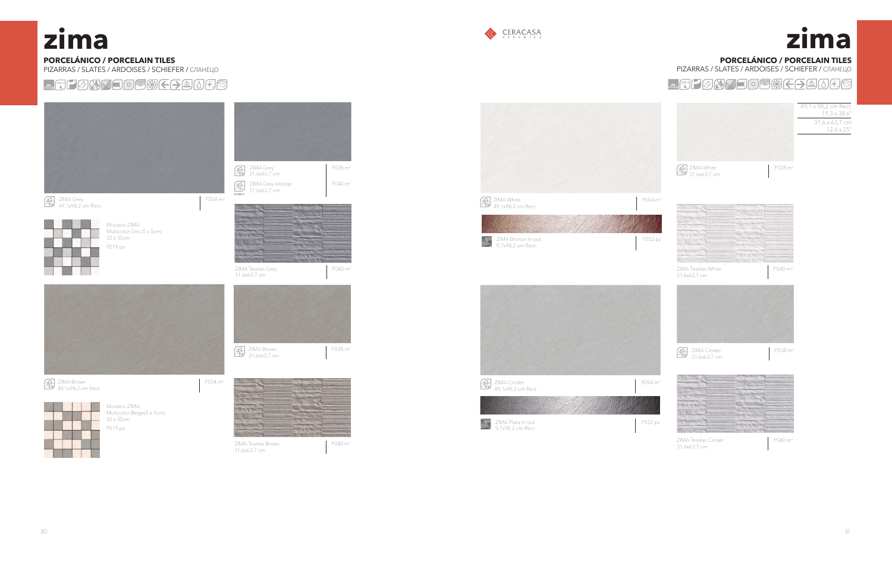# zima

**PORCELÁNICO / PORCELAIN TILES**
PIZARRAS / SLATES / ARDOISES / SCHIEFER / СЛАНЕЦ

ZIMA Grey
49,1x98,2 cm Rect.
P054 m²

ZIMA Grey
31,6x63,7 cm
P038 m²

ZIMA Grey Antislip
31,6x63,7 cm
P040 m²

Mosaico ZIMA
Multicolor Gris (5 x 5cm)
30 x 30cm
P019 pz

ZIMA Teselas Grey
31,6x63,7 cm
P040 m²

ZIMA Brown
49,1x98,2 cm Rect.
P054 m²

ZIMA Brown
31,6x63,7 cm
P038 m²

Mosaico ZIMA
Multicolor Beige(5 x 5cm)
30 x 30cm
P019 pz

ZIMA Teselas Brown
31,6x63,7 cm
P040 m²

CERACASA
CERAMICA

# zima

**PORCELÁNICO / PORCELAIN TILES**
PIZARRAS / SLATES / ARDOISES / SCHIEFER / СЛАНЕЦ

49,1 x 98,2 cm Rect.
19,3 x 38,6"

31,6 x 63,7 cm
12,4 x 25"

ZIMA White
49,1x98,2 cm Rect.
P054 m²

ZIMA White
31,6x63,7 cm
P038 m²

ZIMA Bronce In-out
9,7x98,2 cm Rect.
P032 pz

ZIMA Teselas White
31,6x63,7 cm
P040 m²

ZIMA Cinder
49,1x98,2 cm Rect.
P054 m²

ZIMA Cinder
31,6x63,7 cm
P038 m²

ZIMA Plata In-out
9,7x98,2 cm Rect.
P032 pz

ZIMA Teselas Cinder
31,6x63,7 cm
P040 m²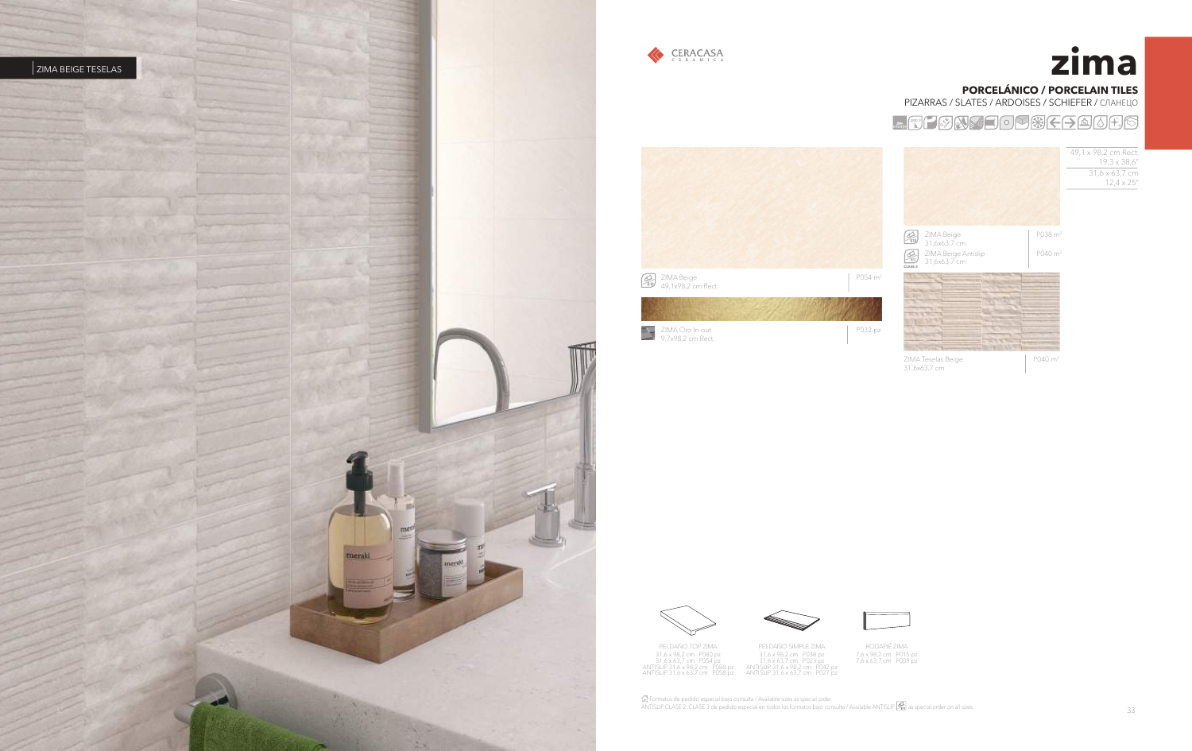ZIMA BEIGE TESELAS

CERACASA CERÁMICA

# zima

**PORCELÁNICO / PORCELAIN TILES**

PIZARRAS / SLATES / ARDOISES / SCHIEFER / СЛАНЕЦ

49,1 x 98,2 cm Rect.
19,3 x 38,6"

31,6 x 63,7 cm
12,4 x 25"

ZIMA Beige
49,1x98,2 cm Rect.
P054 m²

ZIMA Oro In-out
9,7x98,2 cm Rect.
P032 pz

ZIMA Beige
31,6x63,7 cm
P038 m²

ZIMA Beige Antislip
31,6x63,7 cm
P040 m²

CLASE 3

ZIMA Teselas Beige
31,6x63,7 cm
P040 m²

PELDAÑO TOP ZIMA
31,6 x 98,2 cm P080 pz
31,6 x 63,7 cm P054 pz
ANTISLIP 31,6 x 98,2 cm P088 pz
ANTISLIP 31,6 x 63,7 cm P058 pz

PELDAÑO SIMPLE ZIMA
31,6 x 98,2 cm P038 pz
31,6 x 63,7 cm P023 pz
ANTISLIP 31,6 x 98,2 cm P042 pz
ANTISLIP 31,6 x 63,7 cm P027 pz

RODAPIÉ ZIMA
7,6 x 98,2 cm P015 pz
7,6 x 63,7 cm P009 pz

Formatos de pedido especial bajo consulta / Available sizes as special order
ANTISLIP CLASE 2, CLASE 3 de pedido especial en todos los formatos bajo consulta / Available ANTISLIP as special order on all sizes